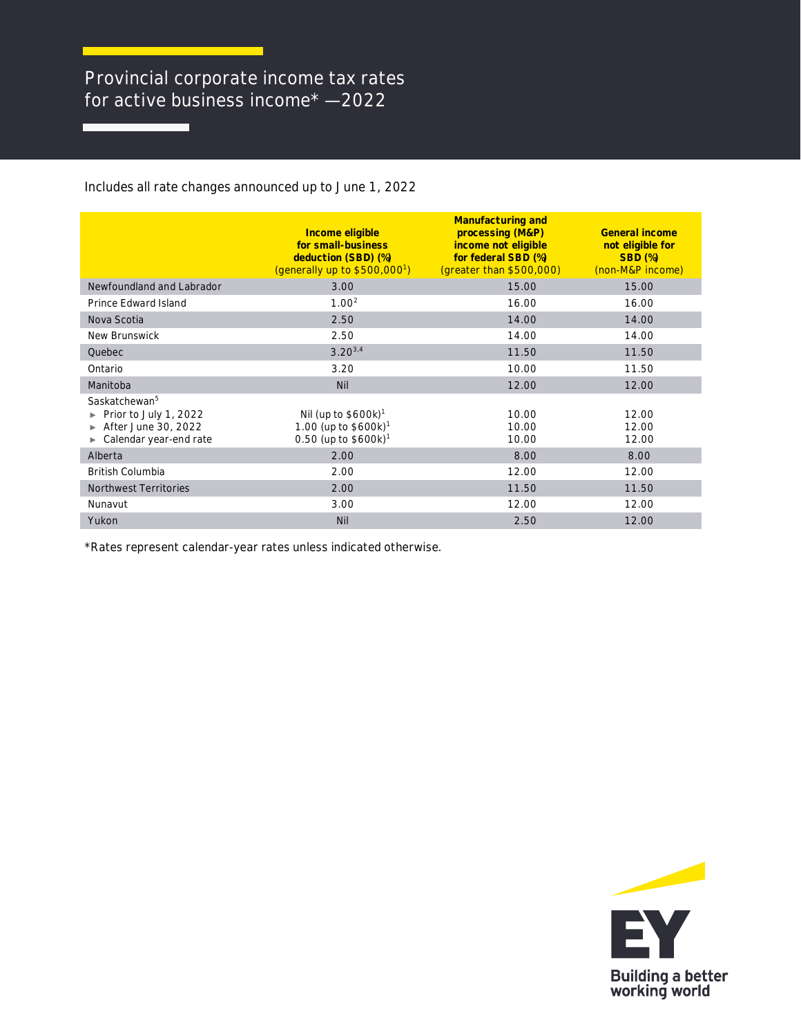# Provincial corporate income tax rates for active business income* —2022

Includes all rate changes announced up to June 1, 2022

| | Income eligible for small-business deduction (SBD) (%) (generally up to $500,000[1]) | Manufacturing and processing (M&P) income not eligible for federal SBD (%) (greater than $500,000) | General income not eligible for SBD (%) (non-M&P income) |
|---|---|---|---|
| Newfoundland and Labrador | 3.00 | 15.00 | 15.00 |
| Prince Edward Island | 1.00[2] | 16.00 | 16.00 |
| Nova Scotia | 2.50 | 14.00 | 14.00 |
| New Brunswick | 2.50 | 14.00 | 14.00 |
| Quebec | 3.20[3,4] | 11.50 | 11.50 |
| Ontario | 3.20 | 10.00 | 11.50 |
| Manitoba | Nil | 12.00 | 12.00 |
| Saskatchewan[5] | | | |
| ► Prior to July 1, 2022 | Nil (up to $600k)[1] | 10.00 | 12.00 |
| ► After June 30, 2022 | 1.00 (up to $600k)[1] | 10.00 | 12.00 |
| ► Calendar year-end rate | 0.50 (up to $600k)[1] | 10.00 | 12.00 |
| Alberta | 2.00 | 8.00 | 8.00 |
| British Columbia | 2.00 | 12.00 | 12.00 |
| Northwest Territories | 2.00 | 11.50 | 11.50 |
| Nunavut | 3.00 | 12.00 | 12.00 |
| Yukon | Nil | 2.50 | 12.00 |

*Rates represent calendar-year rates unless indicated otherwise.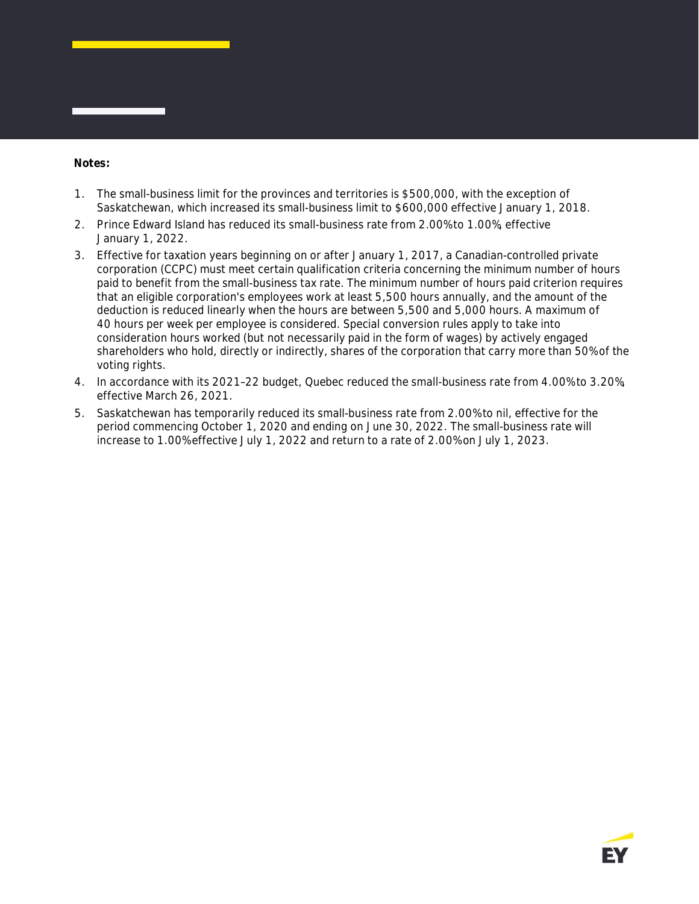**Notes:**

1. The small-business limit for the provinces and territories is $500,000, with the exception of Saskatchewan, which increased its small-business limit to $600,000 effective January 1, 2018.
2. Prince Edward Island has reduced its small-business rate from 2.00% to 1.00%, effective January 1, 2022.
3. Effective for taxation years beginning on or after January 1, 2017, a Canadian-controlled private corporation (CCPC) must meet certain qualification criteria concerning the minimum number of hours paid to benefit from the small-business tax rate. The minimum number of hours paid criterion requires that an eligible corporation's employees work at least 5,500 hours annually, and the amount of the deduction is reduced linearly when the hours are between 5,500 and 5,000 hours. A maximum of 40 hours per week per employee is considered. Special conversion rules apply to take into consideration hours worked (but not necessarily paid in the form of wages) by actively engaged shareholders who hold, directly or indirectly, shares of the corporation that carry more than 50% of the voting rights.
4. In accordance with its 2021–22 budget, Quebec reduced the small-business rate from 4.00% to 3.20%, effective March 26, 2021.
5. Saskatchewan has temporarily reduced its small-business rate from 2.00% to nil, effective for the period commencing October 1, 2020 and ending on June 30, 2022. The small-business rate will increase to 1.00% effective July 1, 2022 and return to a rate of 2.00% on July 1, 2023.